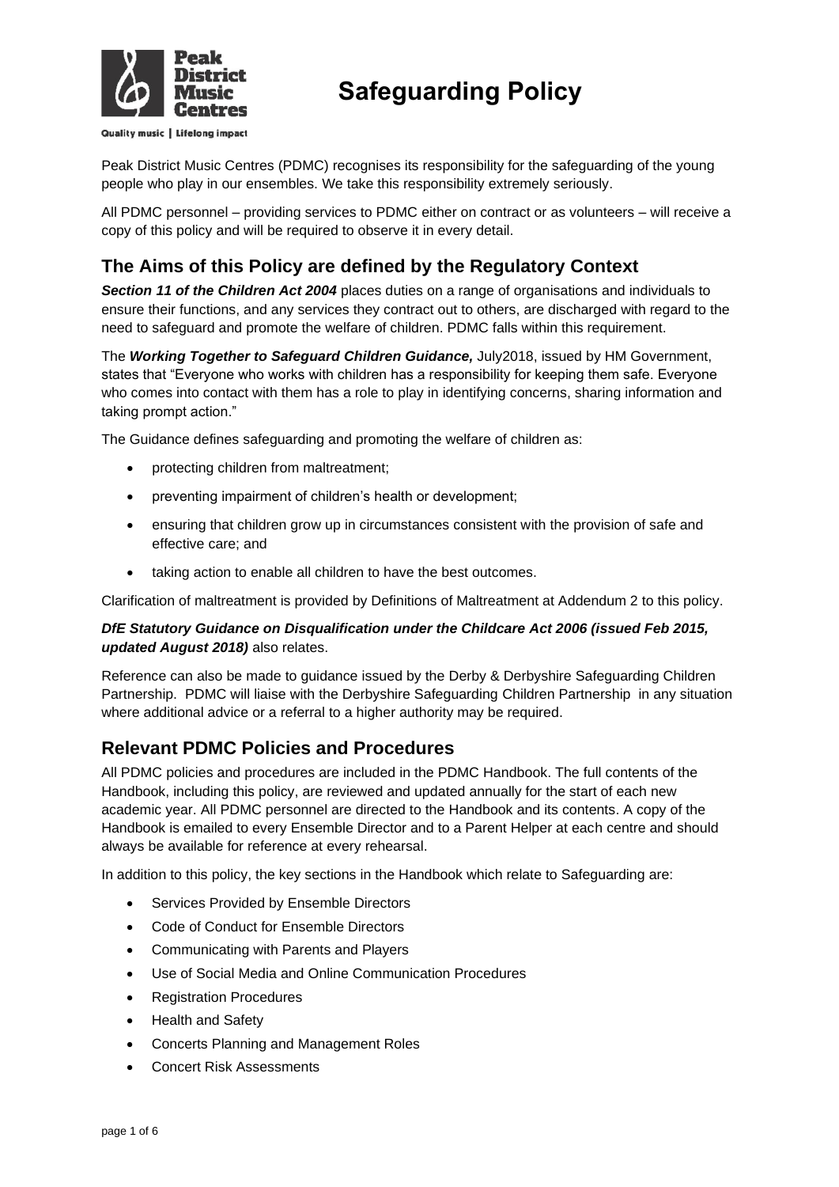# Safeguarding Policy

Peak District Music Centres (PDMC) recognises its responsibility for the safeguarding of the young people who play in our ensembles. We take this responsibility extremely seriously.

All PDMC personnel – providing services to PDMC either on contract or as volunteers – will receive a copy of this policy and will be required to observe it in every detail.

## The Aims of this Policy are defined by the Regulatory Context

***Section 11 of the Children Act 2004*** places duties on a range of organisations and individuals to ensure their functions, and any services they contract out to others, are discharged with regard to the need to safeguard and promote the welfare of children. PDMC falls within this requirement.

The ***Working Together to Safeguard Children Guidance,*** July2018, issued by HM Government, states that "Everyone who works with children has a responsibility for keeping them safe. Everyone who comes into contact with them has a role to play in identifying concerns, sharing information and taking prompt action."

The Guidance defines safeguarding and promoting the welfare of children as:

- protecting children from maltreatment;
- preventing impairment of children's health or development;
- ensuring that children grow up in circumstances consistent with the provision of safe and effective care; and
- taking action to enable all children to have the best outcomes.

Clarification of maltreatment is provided by Definitions of Maltreatment at Addendum 2 to this policy.

***DfE Statutory Guidance on Disqualification under the Childcare Act 2006 (issued Feb 2015, updated August 2018)*** also relates.

Reference can also be made to guidance issued by the Derby & Derbyshire Safeguarding Children Partnership. PDMC will liaise with the Derbyshire Safeguarding Children Partnership in any situation where additional advice or a referral to a higher authority may be required.

## Relevant PDMC Policies and Procedures

All PDMC policies and procedures are included in the PDMC Handbook. The full contents of the Handbook, including this policy, are reviewed and updated annually for the start of each new academic year. All PDMC personnel are directed to the Handbook and its contents. A copy of the Handbook is emailed to every Ensemble Director and to a Parent Helper at each centre and should always be available for reference at every rehearsal.

In addition to this policy, the key sections in the Handbook which relate to Safeguarding are:

- Services Provided by Ensemble Directors
- Code of Conduct for Ensemble Directors
- Communicating with Parents and Players
- Use of Social Media and Online Communication Procedures
- Registration Procedures
- Health and Safety
- Concerts Planning and Management Roles
- Concert Risk Assessments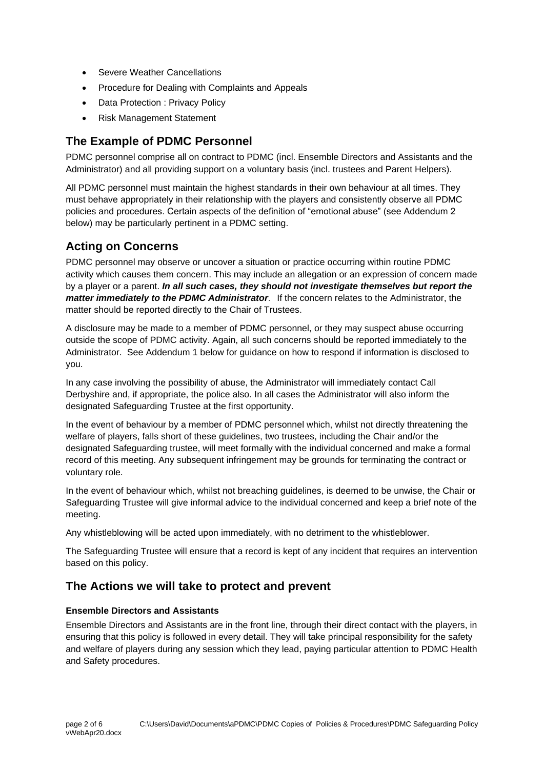- Severe Weather Cancellations
- Procedure for Dealing with Complaints and Appeals
- Data Protection : Privacy Policy
- Risk Management Statement

## The Example of PDMC Personnel

PDMC personnel comprise all on contract to PDMC (incl. Ensemble Directors and Assistants and the Administrator) and all providing support on a voluntary basis (incl. trustees and Parent Helpers).

All PDMC personnel must maintain the highest standards in their own behaviour at all times. They must behave appropriately in their relationship with the players and consistently observe all PDMC policies and procedures. Certain aspects of the definition of "emotional abuse" (see Addendum 2 below) may be particularly pertinent in a PDMC setting.

## Acting on Concerns

PDMC personnel may observe or uncover a situation or practice occurring within routine PDMC activity which causes them concern. This may include an allegation or an expression of concern made by a player or a parent. ***In all such cases, they should not investigate themselves but report the matter immediately to the PDMC Administrator***. If the concern relates to the Administrator, the matter should be reported directly to the Chair of Trustees.

A disclosure may be made to a member of PDMC personnel, or they may suspect abuse occurring outside the scope of PDMC activity. Again, all such concerns should be reported immediately to the Administrator. See Addendum 1 below for guidance on how to respond if information is disclosed to you.

In any case involving the possibility of abuse, the Administrator will immediately contact Call Derbyshire and, if appropriate, the police also. In all cases the Administrator will also inform the designated Safeguarding Trustee at the first opportunity.

In the event of behaviour by a member of PDMC personnel which, whilst not directly threatening the welfare of players, falls short of these guidelines, two trustees, including the Chair and/or the designated Safeguarding trustee, will meet formally with the individual concerned and make a formal record of this meeting. Any subsequent infringement may be grounds for terminating the contract or voluntary role.

In the event of behaviour which, whilst not breaching guidelines, is deemed to be unwise, the Chair or Safeguarding Trustee will give informal advice to the individual concerned and keep a brief note of the meeting.

Any whistleblowing will be acted upon immediately, with no detriment to the whistleblower.

The Safeguarding Trustee will ensure that a record is kept of any incident that requires an intervention based on this policy.

## The Actions we will take to protect and prevent

**Ensemble Directors and Assistants**

Ensemble Directors and Assistants are in the front line, through their direct contact with the players, in ensuring that this policy is followed in every detail. They will take principal responsibility for the safety and welfare of players during any session which they lead, paying particular attention to PDMC Health and Safety procedures.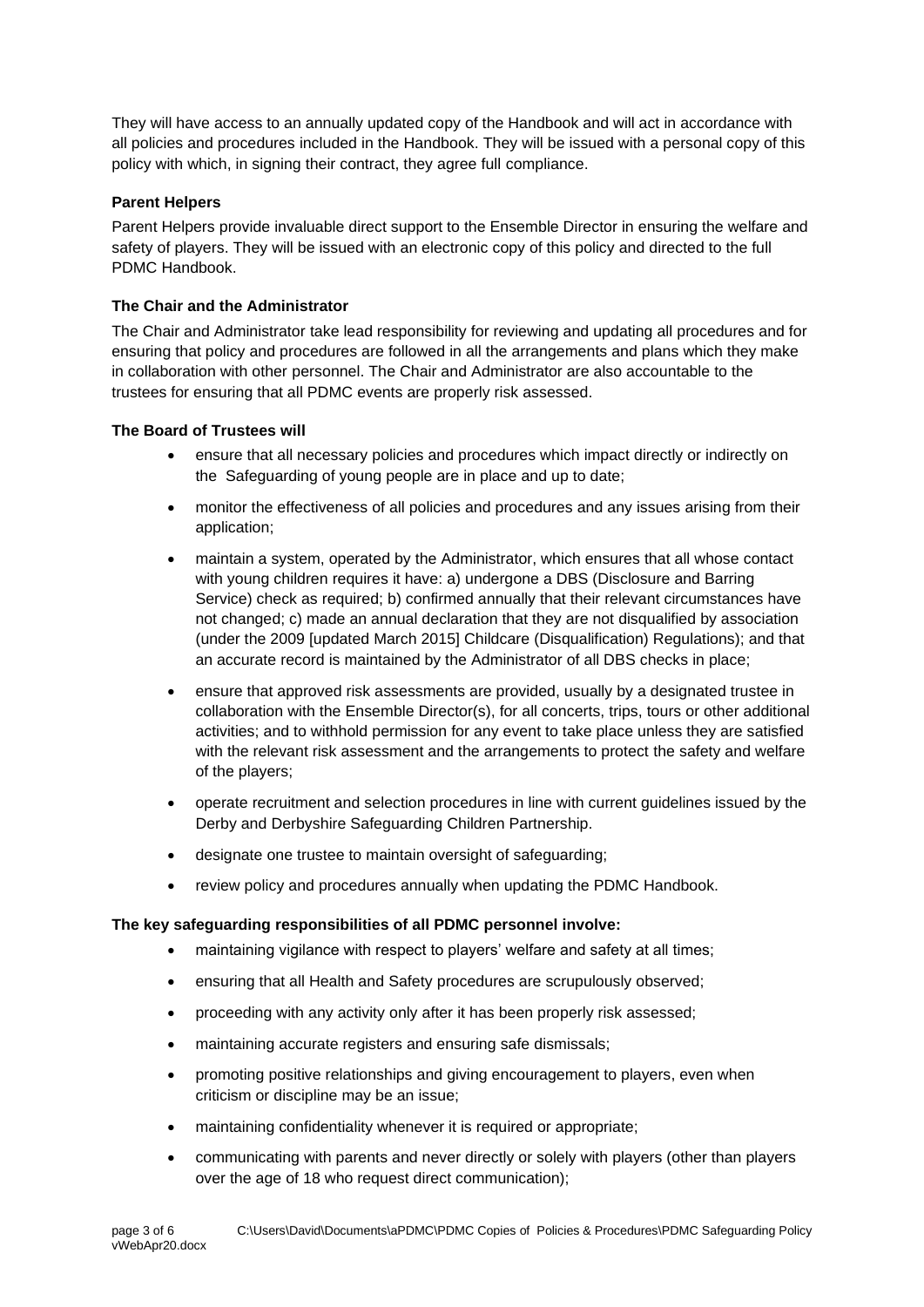They will have access to an annually updated copy of the Handbook and will act in accordance with all policies and procedures included in the Handbook. They will be issued with a personal copy of this policy with which, in signing their contract, they agree full compliance.

**Parent Helpers**

Parent Helpers provide invaluable direct support to the Ensemble Director in ensuring the welfare and safety of players. They will be issued with an electronic copy of this policy and directed to the full PDMC Handbook.

**The Chair and the Administrator**

The Chair and Administrator take lead responsibility for reviewing and updating all procedures and for ensuring that policy and procedures are followed in all the arrangements and plans which they make in collaboration with other personnel. The Chair and Administrator are also accountable to the trustees for ensuring that all PDMC events are properly risk assessed.

**The Board of Trustees will**

- ensure that all necessary policies and procedures which impact directly or indirectly on the Safeguarding of young people are in place and up to date;
- monitor the effectiveness of all policies and procedures and any issues arising from their application;
- maintain a system, operated by the Administrator, which ensures that all whose contact with young children requires it have: a) undergone a DBS (Disclosure and Barring Service) check as required; b) confirmed annually that their relevant circumstances have not changed; c) made an annual declaration that they are not disqualified by association (under the 2009 [updated March 2015] Childcare (Disqualification) Regulations); and that an accurate record is maintained by the Administrator of all DBS checks in place;
- ensure that approved risk assessments are provided, usually by a designated trustee in collaboration with the Ensemble Director(s), for all concerts, trips, tours or other additional activities; and to withhold permission for any event to take place unless they are satisfied with the relevant risk assessment and the arrangements to protect the safety and welfare of the players;
- operate recruitment and selection procedures in line with current guidelines issued by the Derby and Derbyshire Safeguarding Children Partnership.
- designate one trustee to maintain oversight of safeguarding;
- review policy and procedures annually when updating the PDMC Handbook.

**The key safeguarding responsibilities of all PDMC personnel involve:**

- maintaining vigilance with respect to players' welfare and safety at all times;
- ensuring that all Health and Safety procedures are scrupulously observed;
- proceeding with any activity only after it has been properly risk assessed;
- maintaining accurate registers and ensuring safe dismissals;
- promoting positive relationships and giving encouragement to players, even when criticism or discipline may be an issue;
- maintaining confidentiality whenever it is required or appropriate;
- communicating with parents and never directly or solely with players (other than players over the age of 18 who request direct communication);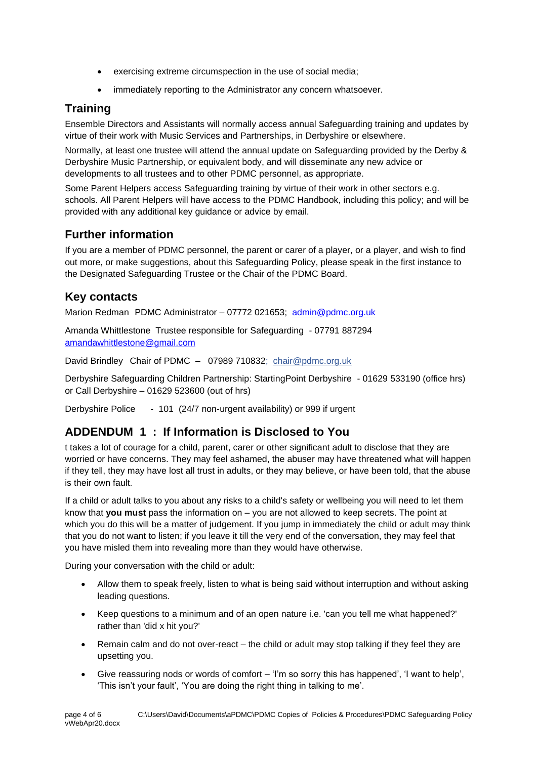- exercising extreme circumspection in the use of social media;
- immediately reporting to the Administrator any concern whatsoever.

## Training

Ensemble Directors and Assistants will normally access annual Safeguarding training and updates by virtue of their work with Music Services and Partnerships, in Derbyshire or elsewhere.

Normally, at least one trustee will attend the annual update on Safeguarding provided by the Derby & Derbyshire Music Partnership, or equivalent body, and will disseminate any new advice or developments to all trustees and to other PDMC personnel, as appropriate.

Some Parent Helpers access Safeguarding training by virtue of their work in other sectors e.g. schools. All Parent Helpers will have access to the PDMC Handbook, including this policy; and will be provided with any additional key guidance or advice by email.

## Further information

If you are a member of PDMC personnel, the parent or carer of a player, or a player, and wish to find out more, or make suggestions, about this Safeguarding Policy, please speak in the first instance to the Designated Safeguarding Trustee or the Chair of the PDMC Board.

## Key contacts

Marion Redman PDMC Administrator – 07772 021653; admin@pdmc.org.uk

Amanda Whittlestone Trustee responsible for Safeguarding - 07791 887294 amandawhittlestone@gmail.com

David Brindley Chair of PDMC – 07989 710832; chair@pdmc.org.uk

Derbyshire Safeguarding Children Partnership: StartingPoint Derbyshire - 01629 533190 (office hrs) or Call Derbyshire – 01629 523600 (out of hrs)

Derbyshire Police - 101 (24/7 non-urgent availability) or 999 if urgent

## ADDENDUM 1 : If Information is Disclosed to You

t takes a lot of courage for a child, parent, carer or other significant adult to disclose that they are worried or have concerns. They may feel ashamed, the abuser may have threatened what will happen if they tell, they may have lost all trust in adults, or they may believe, or have been told, that the abuse is their own fault.

If a child or adult talks to you about any risks to a child's safety or wellbeing you will need to let them know that **you must** pass the information on – you are not allowed to keep secrets. The point at which you do this will be a matter of judgement. If you jump in immediately the child or adult may think that you do not want to listen; if you leave it till the very end of the conversation, they may feel that you have misled them into revealing more than they would have otherwise.

During your conversation with the child or adult:

- Allow them to speak freely, listen to what is being said without interruption and without asking leading questions.
- Keep questions to a minimum and of an open nature i.e. 'can you tell me what happened?' rather than 'did x hit you?'
- Remain calm and do not over-react – the child or adult may stop talking if they feel they are upsetting you.
- Give reassuring nods or words of comfort – 'I'm so sorry this has happened', 'I want to help', 'This isn't your fault', 'You are doing the right thing in talking to me'.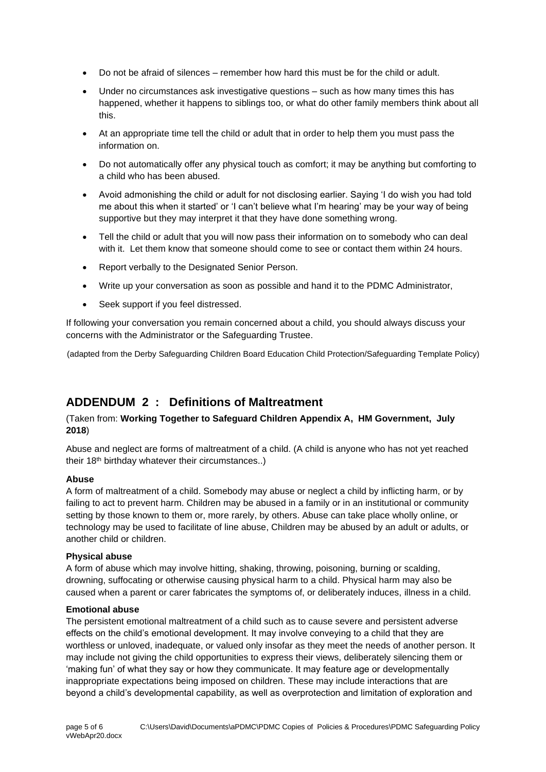- Do not be afraid of silences – remember how hard this must be for the child or adult.
- Under no circumstances ask investigative questions – such as how many times this has happened, whether it happens to siblings too, or what do other family members think about all this.
- At an appropriate time tell the child or adult that in order to help them you must pass the information on.
- Do not automatically offer any physical touch as comfort; it may be anything but comforting to a child who has been abused.
- Avoid admonishing the child or adult for not disclosing earlier. Saying 'I do wish you had told me about this when it started' or 'I can't believe what I'm hearing' may be your way of being supportive but they may interpret it that they have done something wrong.
- Tell the child or adult that you will now pass their information on to somebody who can deal with it. Let them know that someone should come to see or contact them within 24 hours.
- Report verbally to the Designated Senior Person.
- Write up your conversation as soon as possible and hand it to the PDMC Administrator,
- Seek support if you feel distressed.

If following your conversation you remain concerned about a child, you should always discuss your concerns with the Administrator or the Safeguarding Trustee.

(adapted from the Derby Safeguarding Children Board Education Child Protection/Safeguarding Template Policy)

## ADDENDUM 2 : Definitions of Maltreatment

(Taken from: **Working Together to Safeguard Children Appendix A, HM Government, July 2018**)

Abuse and neglect are forms of maltreatment of a child. (A child is anyone who has not yet reached their 18th birthday whatever their circumstances..)

**Abuse**
A form of maltreatment of a child. Somebody may abuse or neglect a child by inflicting harm, or by failing to act to prevent harm. Children may be abused in a family or in an institutional or community setting by those known to them or, more rarely, by others. Abuse can take place wholly online, or technology may be used to facilitate of line abuse, Children may be abused by an adult or adults, or another child or children.

**Physical abuse**
A form of abuse which may involve hitting, shaking, throwing, poisoning, burning or scalding, drowning, suffocating or otherwise causing physical harm to a child. Physical harm may also be caused when a parent or carer fabricates the symptoms of, or deliberately induces, illness in a child.

**Emotional abuse**
The persistent emotional maltreatment of a child such as to cause severe and persistent adverse effects on the child's emotional development. It may involve conveying to a child that they are worthless or unloved, inadequate, or valued only insofar as they meet the needs of another person. It may include not giving the child opportunities to express their views, deliberately silencing them or 'making fun' of what they say or how they communicate. It may feature age or developmentally inappropriate expectations being imposed on children. These may include interactions that are beyond a child's developmental capability, as well as overprotection and limitation of exploration and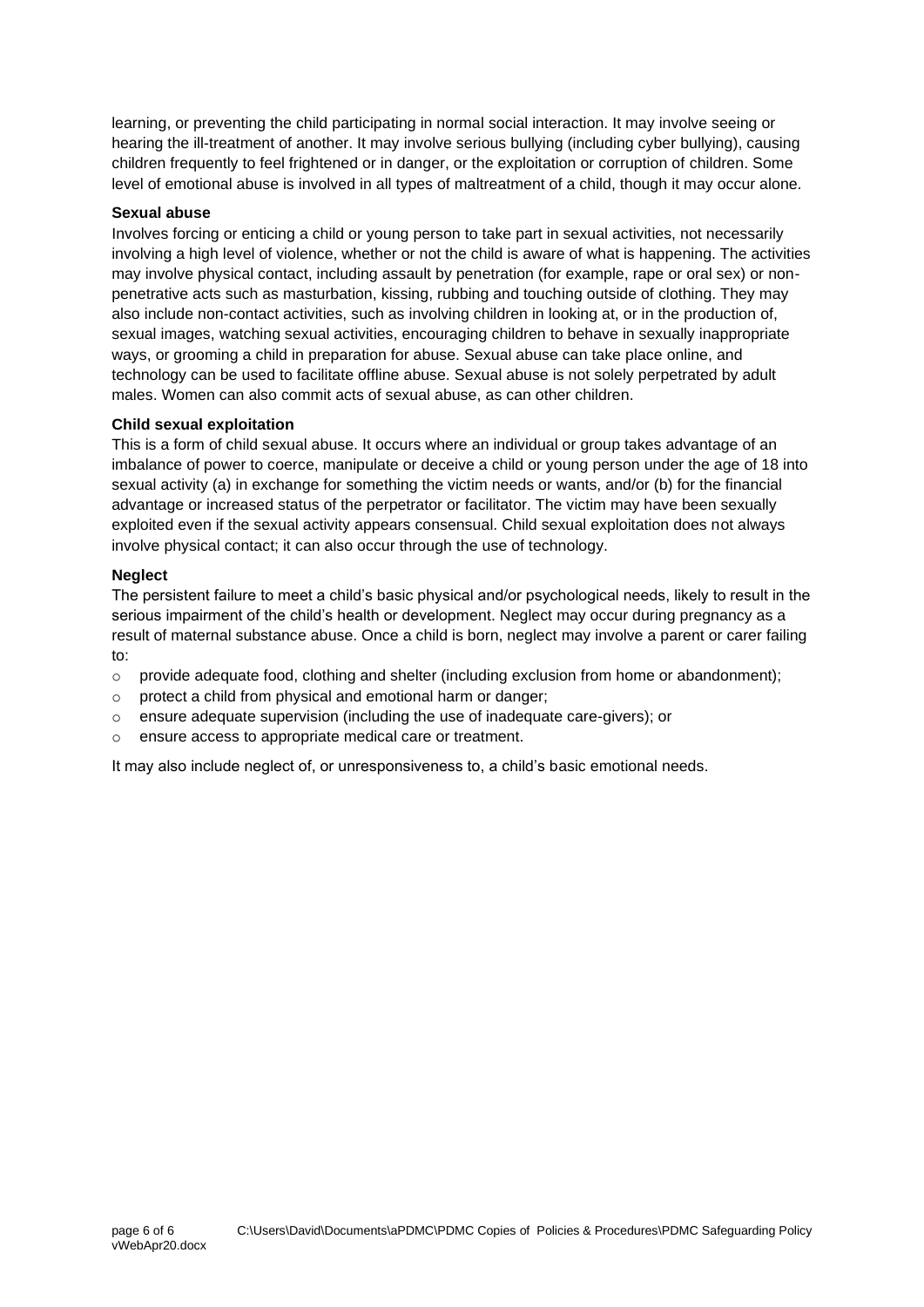learning, or preventing the child participating in normal social interaction. It may involve seeing or hearing the ill-treatment of another. It may involve serious bullying (including cyber bullying), causing children frequently to feel frightened or in danger, or the exploitation or corruption of children. Some level of emotional abuse is involved in all types of maltreatment of a child, though it may occur alone.

**Sexual abuse**

Involves forcing or enticing a child or young person to take part in sexual activities, not necessarily involving a high level of violence, whether or not the child is aware of what is happening. The activities may involve physical contact, including assault by penetration (for example, rape or oral sex) or non-penetrative acts such as masturbation, kissing, rubbing and touching outside of clothing. They may also include non-contact activities, such as involving children in looking at, or in the production of, sexual images, watching sexual activities, encouraging children to behave in sexually inappropriate ways, or grooming a child in preparation for abuse. Sexual abuse can take place online, and technology can be used to facilitate offline abuse. Sexual abuse is not solely perpetrated by adult males. Women can also commit acts of sexual abuse, as can other children.

**Child sexual exploitation**

This is a form of child sexual abuse. It occurs where an individual or group takes advantage of an imbalance of power to coerce, manipulate or deceive a child or young person under the age of 18 into sexual activity (a) in exchange for something the victim needs or wants, and/or (b) for the financial advantage or increased status of the perpetrator or facilitator. The victim may have been sexually exploited even if the sexual activity appears consensual. Child sexual exploitation does not always involve physical contact; it can also occur through the use of technology.

**Neglect**

The persistent failure to meet a child's basic physical and/or psychological needs, likely to result in the serious impairment of the child's health or development. Neglect may occur during pregnancy as a result of maternal substance abuse. Once a child is born, neglect may involve a parent or carer failing to:

- provide adequate food, clothing and shelter (including exclusion from home or abandonment);
- protect a child from physical and emotional harm or danger;
- ensure adequate supervision (including the use of inadequate care-givers); or
- ensure access to appropriate medical care or treatment.

It may also include neglect of, or unresponsiveness to, a child's basic emotional needs.